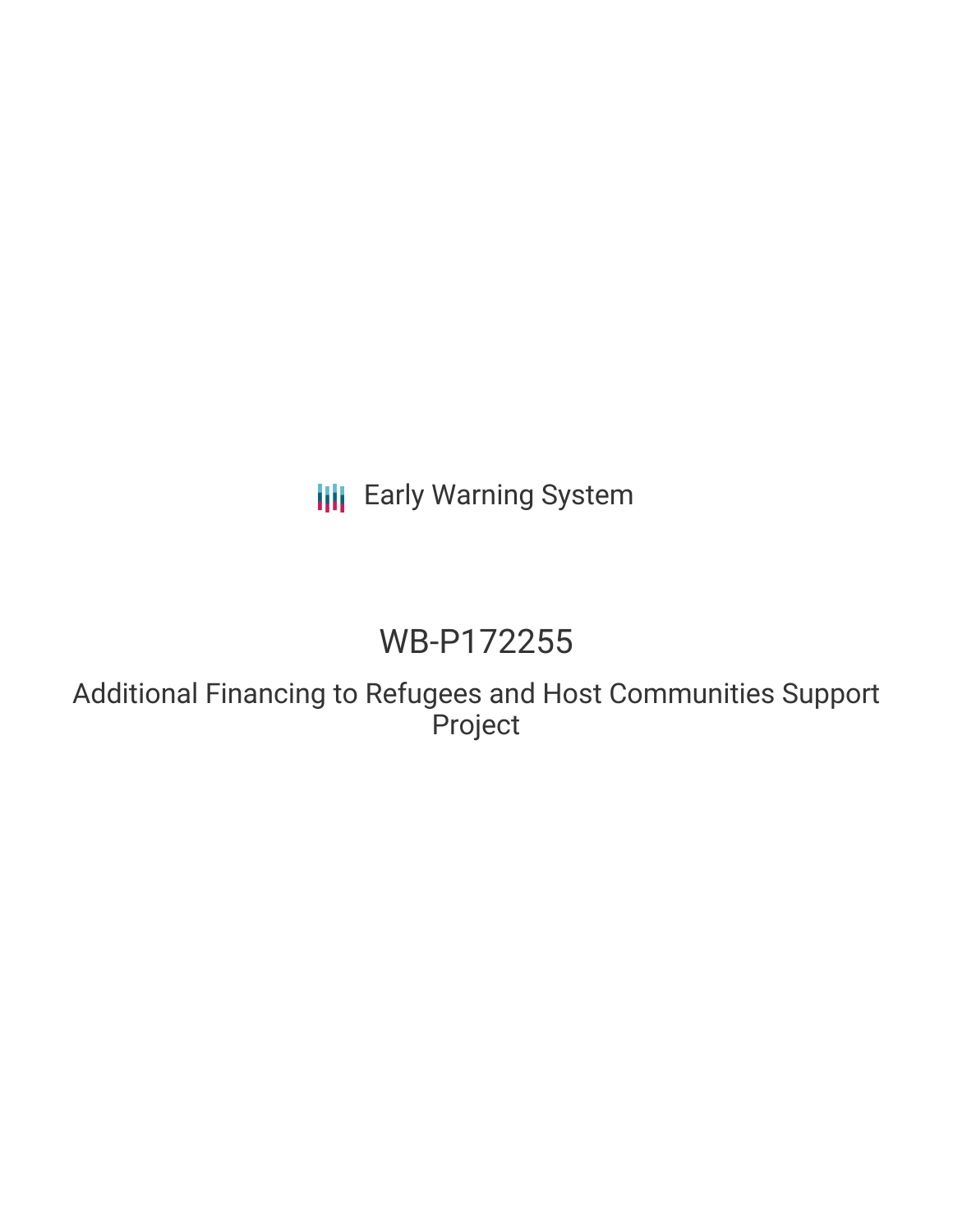Early Warning System

# WB-P172255

## Additional Financing to Refugees and Host Communities Support Project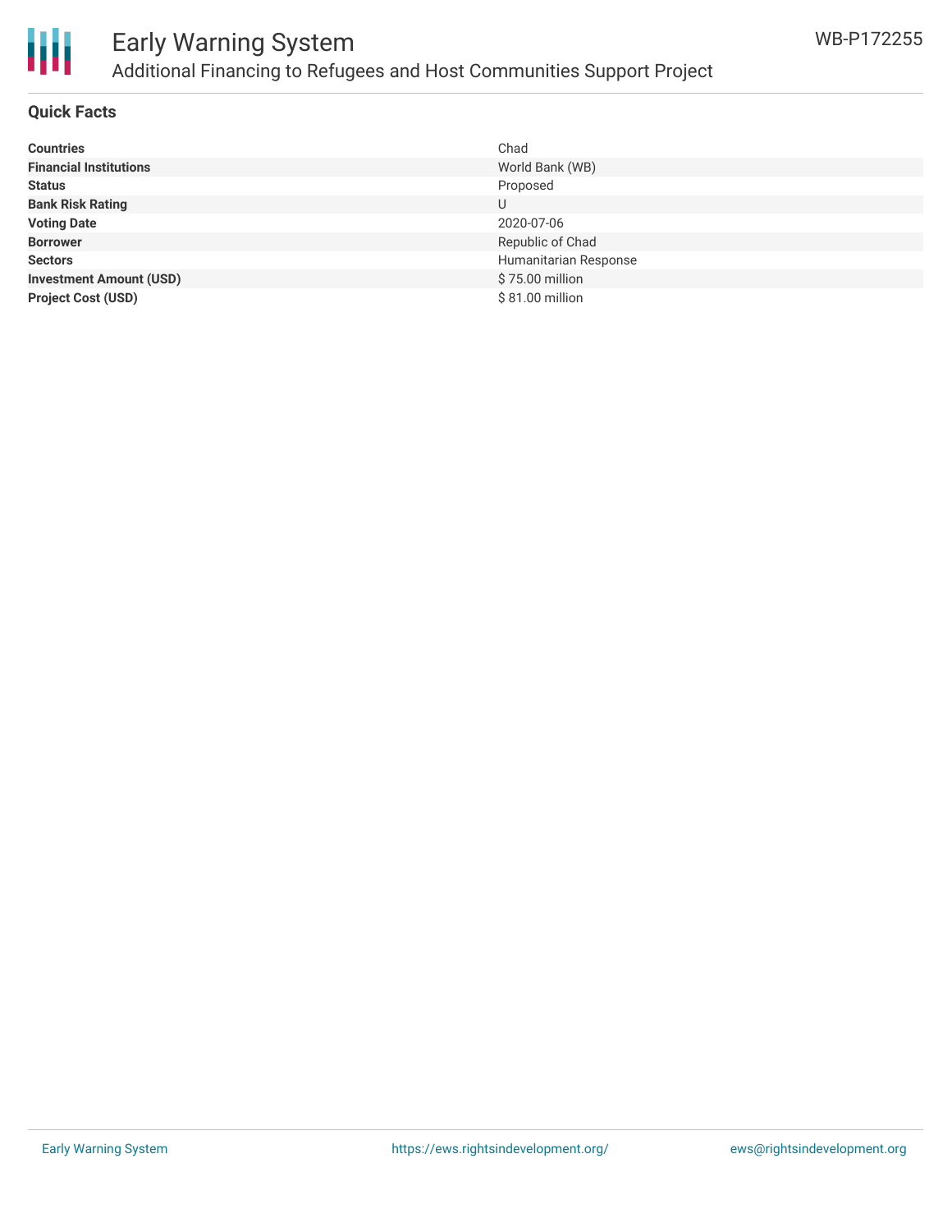## Quick Facts

| | |
|---|---|
| **Countries** | Chad |
| **Financial Institutions** | World Bank (WB) |
| **Status** | Proposed |
| **Bank Risk Rating** | U |
| **Voting Date** | 2020-07-06 |
| **Borrower** | Republic of Chad |
| **Sectors** | Humanitarian Response |
| **Investment Amount (USD)** | $ 75.00 million |
| **Project Cost (USD)** | $ 81.00 million |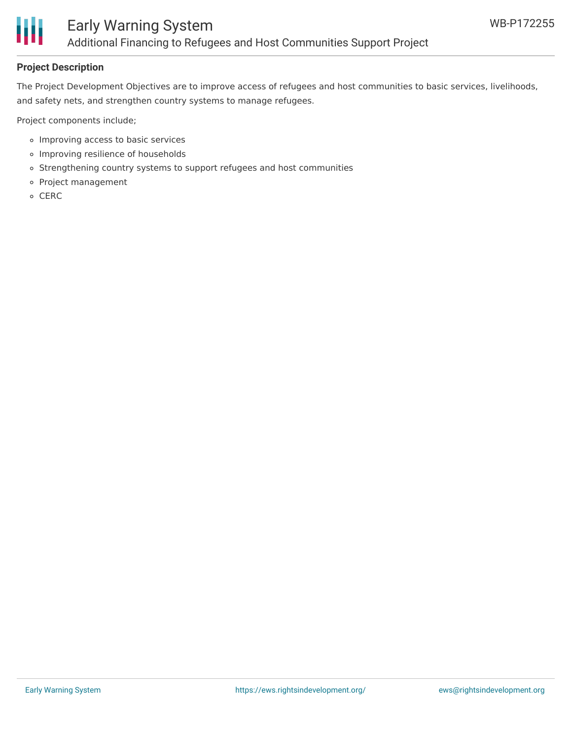**Project Description**

The Project Development Objectives are to improve access of refugees and host communities to basic services, livelihoods, and safety nets, and strengthen country systems to manage refugees.

Project components include;

- Improving access to basic services
- Improving resilience of households
- Strengthening country systems to support refugees and host communities
- Project management
- CERC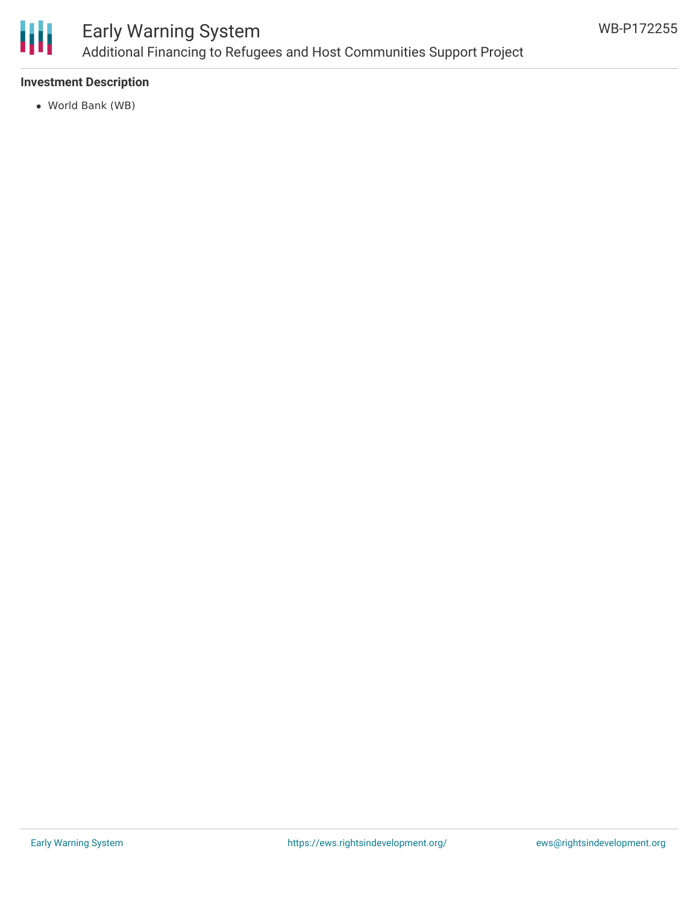### Investment Description

- World Bank (WB)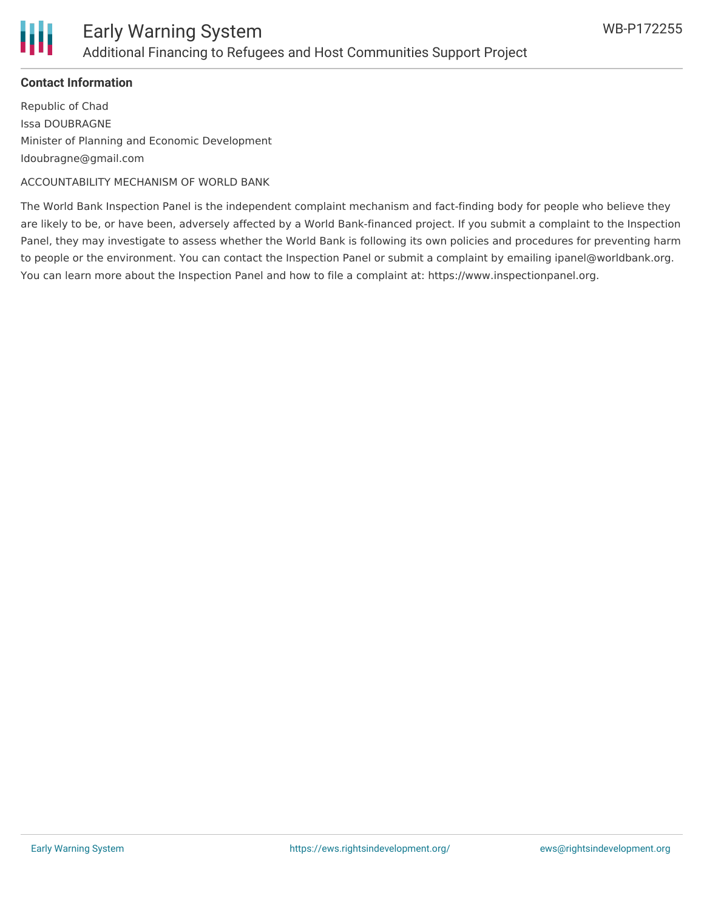**Contact Information**

Republic of Chad
Issa DOUBRAGNE
Minister of Planning and Economic Development
Idoubragne@gmail.com

ACCOUNTABILITY MECHANISM OF WORLD BANK

The World Bank Inspection Panel is the independent complaint mechanism and fact-finding body for people who believe they are likely to be, or have been, adversely affected by a World Bank-financed project. If you submit a complaint to the Inspection Panel, they may investigate to assess whether the World Bank is following its own policies and procedures for preventing harm to people or the environment. You can contact the Inspection Panel or submit a complaint by emailing ipanel@worldbank.org. You can learn more about the Inspection Panel and how to file a complaint at: https://www.inspectionpanel.org.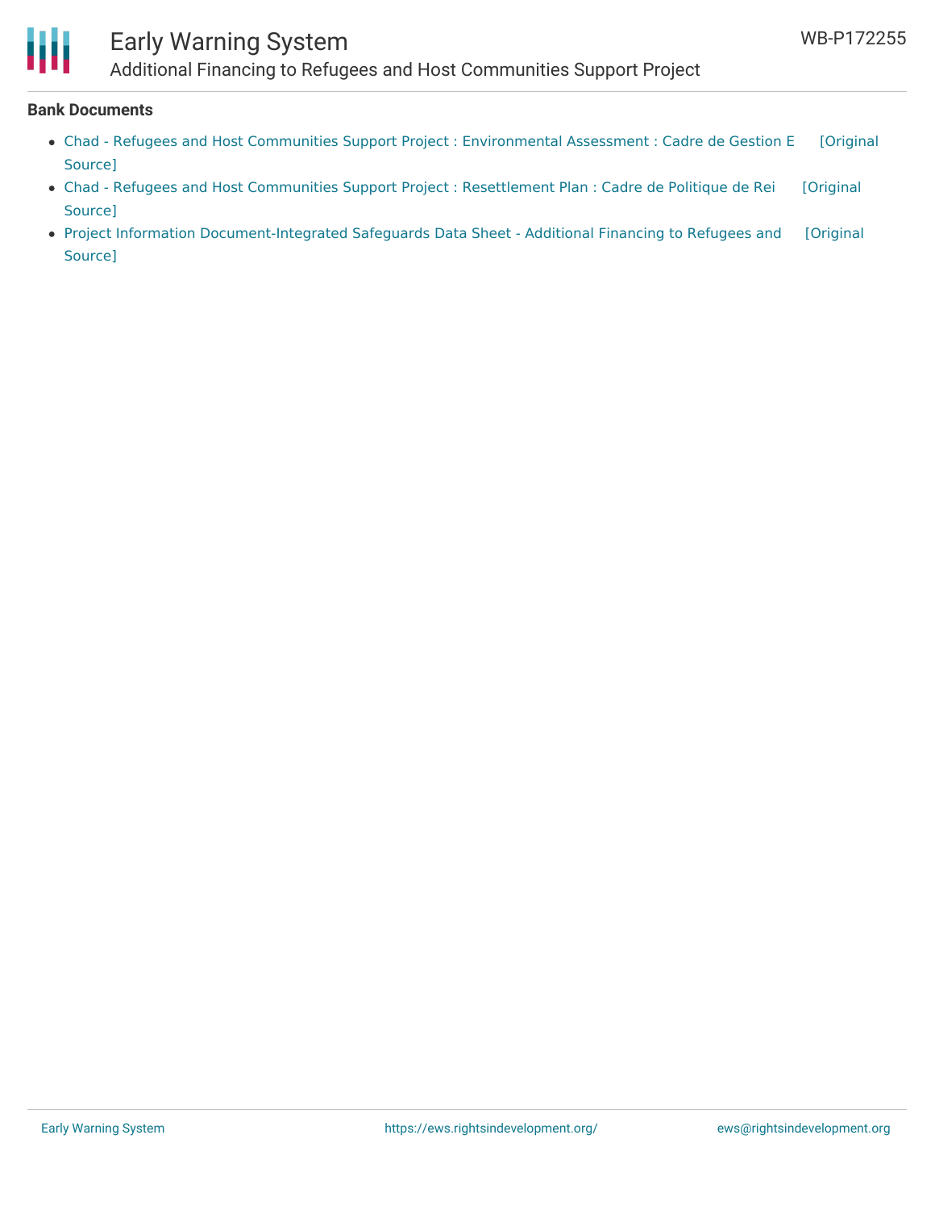**Bank Documents**

- Chad - Refugees and Host Communities Support Project : Environmental Assessment : Cadre de Gestion E [Original Source]
- Chad - Refugees and Host Communities Support Project : Resettlement Plan : Cadre de Politique de Rei [Original Source]
- Project Information Document-Integrated Safeguards Data Sheet - Additional Financing to Refugees and [Original Source]